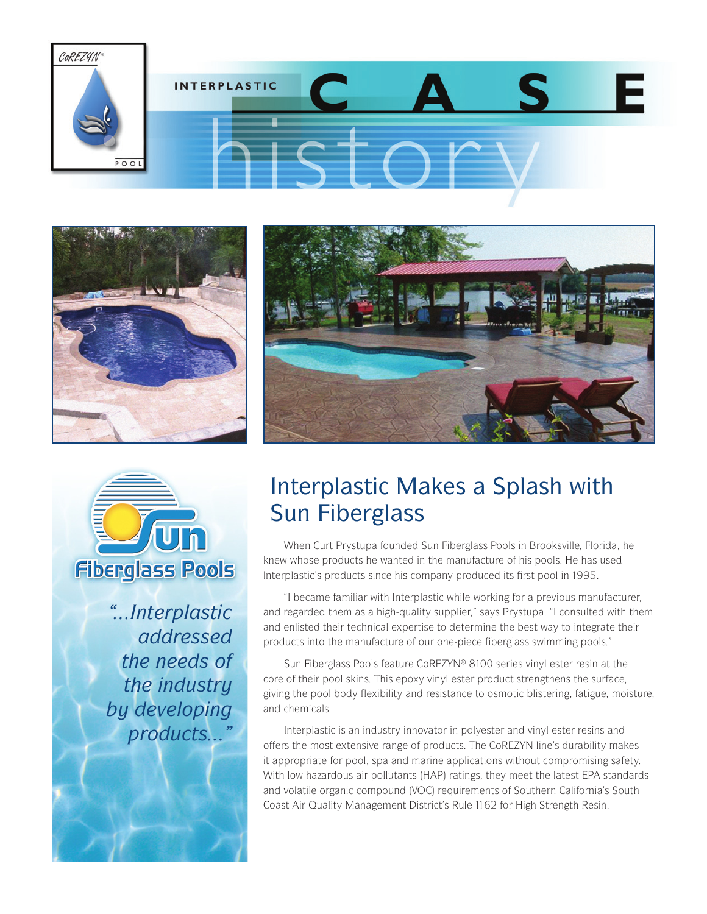INTERPLASTIC **CASE** history

# Interplastic Makes a Splash with Sun Fiberglass

When Curt Prystupa founded Sun Fiberglass Pools in Brooksville, Florida, he knew whose products he wanted in the manufacture of his pools. He has used Interplastic's products since his company produced its first pool in 1995.

"I became familiar with Interplastic while working for a previous manufacturer, and regarded them as a high-quality supplier," says Prystupa. "I consulted with them and enlisted their technical expertise to determine the best way to integrate their products into the manufacture of our one-piece fiberglass swimming pools."

Sun Fiberglass Pools feature CoREZYN® 8100 series vinyl ester resin at the core of their pool skins. This epoxy vinyl ester product strengthens the surface, giving the pool body flexibility and resistance to osmotic blistering, fatigue, moisture, and chemicals.

Interplastic is an industry innovator in polyester and vinyl ester resins and offers the most extensive range of products. The CoREZYN line's durability makes it appropriate for pool, spa and marine applications without compromising safety. With low hazardous air pollutants (HAP) ratings, they meet the latest EPA standards and volatile organic compound (VOC) requirements of Southern California's South Coast Air Quality Management District's Rule 1162 for High Strength Resin.

*"...Interplastic addressed the needs of the industry by developing products..."*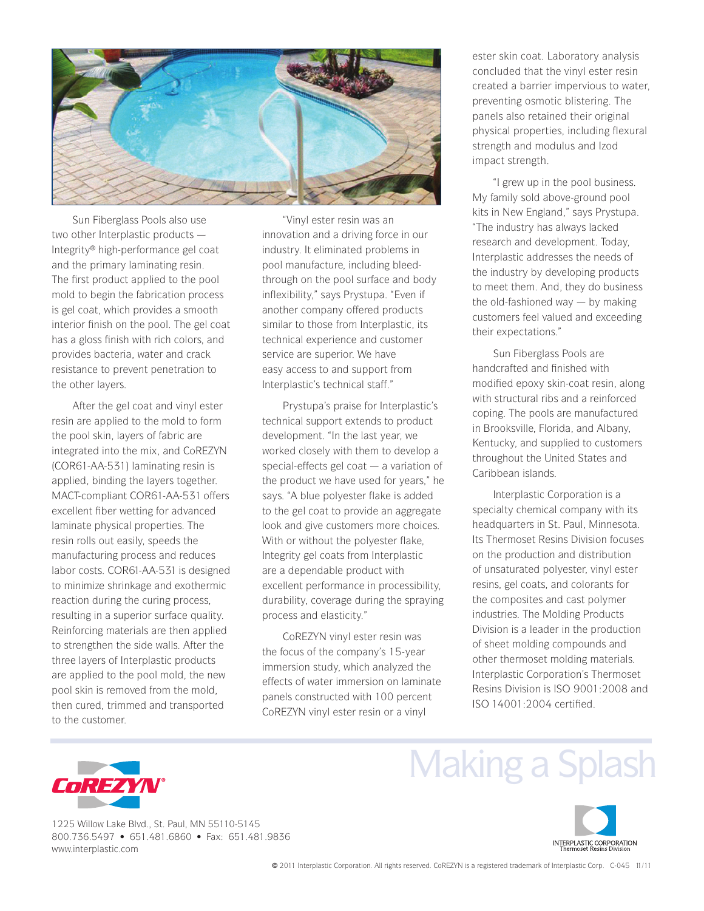Sun Fiberglass Pools also use two other Interplastic products — Integrity® high-performance gel coat and the primary laminating resin. The first product applied to the pool mold to begin the fabrication process is gel coat, which provides a smooth interior finish on the pool. The gel coat has a gloss finish with rich colors, and provides bacteria, water and crack resistance to prevent penetration to the other layers.

After the gel coat and vinyl ester resin are applied to the mold to form the pool skin, layers of fabric are integrated into the mix, and CoREZYN (COR61-AA-531) laminating resin is applied, binding the layers together. MACT-compliant COR61-AA-531 offers excellent fiber wetting for advanced laminate physical properties. The resin rolls out easily, speeds the manufacturing process and reduces labor costs. COR61-AA-531 is designed to minimize shrinkage and exothermic reaction during the curing process, resulting in a superior surface quality. Reinforcing materials are then applied to strengthen the side walls. After the three layers of Interplastic products are applied to the pool mold, the new pool skin is removed from the mold, then cured, trimmed and transported to the customer.

"Vinyl ester resin was an innovation and a driving force in our industry. It eliminated problems in pool manufacture, including bleed-through on the pool surface and body inflexibility," says Prystupa. "Even if another company offered products similar to those from Interplastic, its technical experience and customer service are superior. We have easy access to and support from Interplastic's technical staff."

Prystupa's praise for Interplastic's technical support extends to product development. "In the last year, we worked closely with them to develop a special-effects gel coat — a variation of the product we have used for years," he says. "A blue polyester flake is added to the gel coat to provide an aggregate look and give customers more choices. With or without the polyester flake, Integrity gel coats from Interplastic are a dependable product with excellent performance in processibility, durability, coverage during the spraying process and elasticity."

CoREZYN vinyl ester resin was the focus of the company's 15-year immersion study, which analyzed the effects of water immersion on laminate panels constructed with 100 percent CoREZYN vinyl ester resin or a vinyl ester skin coat. Laboratory analysis concluded that the vinyl ester resin created a barrier impervious to water, preventing osmotic blistering. The panels also retained their original physical properties, including flexural strength and modulus and Izod impact strength.

"I grew up in the pool business. My family sold above-ground pool kits in New England," says Prystupa. "The industry has always lacked research and development. Today, Interplastic addresses the needs of the industry by developing products to meet them. And, they do business the old-fashioned way — by making customers feel valued and exceeding their expectations."

Sun Fiberglass Pools are handcrafted and finished with modified epoxy skin-coat resin, along with structural ribs and a reinforced coping. The pools are manufactured in Brooksville, Florida, and Albany, Kentucky, and supplied to customers throughout the United States and Caribbean islands.

Interplastic Corporation is a specialty chemical company with its headquarters in St. Paul, Minnesota. Its Thermoset Resins Division focuses on the production and distribution of unsaturated polyester, vinyl ester resins, gel coats, and colorants for the composites and cast polymer industries. The Molding Products Division is a leader in the production of sheet molding compounds and other thermoset molding materials. Interplastic Corporation's Thermoset Resins Division is ISO 9001:2008 and ISO 14001:2004 certified.

# Making a Splash

CoREZYN®

1225 Willow Lake Blvd., St. Paul, MN 55110-5145
800.736.5497 • 651.481.6860 • Fax: 651.481.9836
www.interplastic.com

INTERPLASTIC CORPORATION
Thermoset Resins Division

© 2011 Interplastic Corporation. All rights reserved. CoREZYN is a registered trademark of Interplastic Corp. C-045 11/11